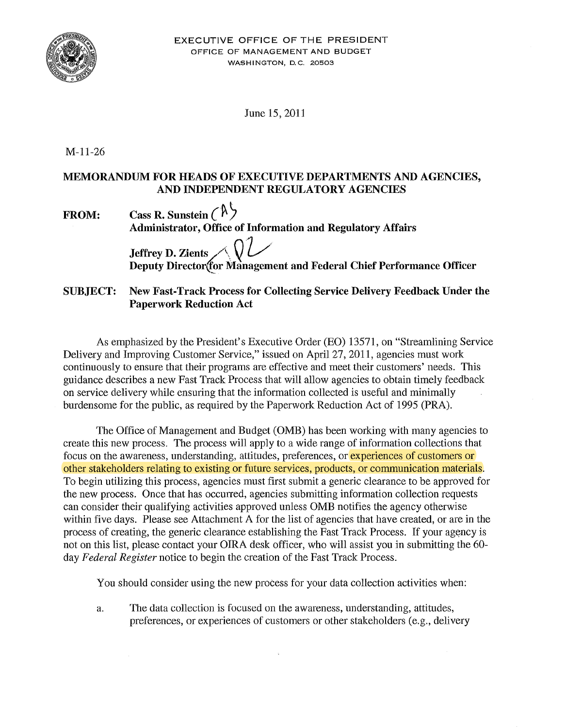EXECUTIVE OFFICE OF THE PRESIDENT
OFFICE OF MANAGEMENT AND BUDGET
WASHINGTON, D.C. 20503

June 15, 2011

M-11-26

**MEMORANDUM FOR HEADS OF EXECUTIVE DEPARTMENTS AND AGENCIES, AND INDEPENDENT REGULATORY AGENCIES**

**FROM:** **Cass R. Sunstein**
**Administrator, Office of Information and Regulatory Affairs**

**Jeffrey D. Zients**
**Deputy Director for Management and Federal Chief Performance Officer**

**SUBJECT:** **New Fast-Track Process for Collecting Service Delivery Feedback Under the Paperwork Reduction Act**

As emphasized by the President's Executive Order (EO) 13571, on "Streamlining Service Delivery and Improving Customer Service," issued on April 27, 2011, agencies must work continuously to ensure that their programs are effective and meet their customers' needs. This guidance describes a new Fast Track Process that will allow agencies to obtain timely feedback on service delivery while ensuring that the information collected is useful and minimally burdensome for the public, as required by the Paperwork Reduction Act of 1995 (PRA).

The Office of Management and Budget (OMB) has been working with many agencies to create this new process. The process will apply to a wide range of information collections that focus on the awareness, understanding, attitudes, preferences, or experiences of customers or other stakeholders relating to existing or future services, products, or communication materials. To begin utilizing this process, agencies must first submit a generic clearance to be approved for the new process. Once that has occurred, agencies submitting information collection requests can consider their qualifying activities approved unless OMB notifies the agency otherwise within five days. Please see Attachment A for the list of agencies that have created, or are in the process of creating, the generic clearance establishing the Fast Track Process. If your agency is not on this list, please contact your OIRA desk officer, who will assist you in submitting the 60-day *Federal Register* notice to begin the creation of the Fast Track Process.

You should consider using the new process for your data collection activities when:

a. The data collection is focused on the awareness, understanding, attitudes, preferences, or experiences of customers or other stakeholders (e.g., delivery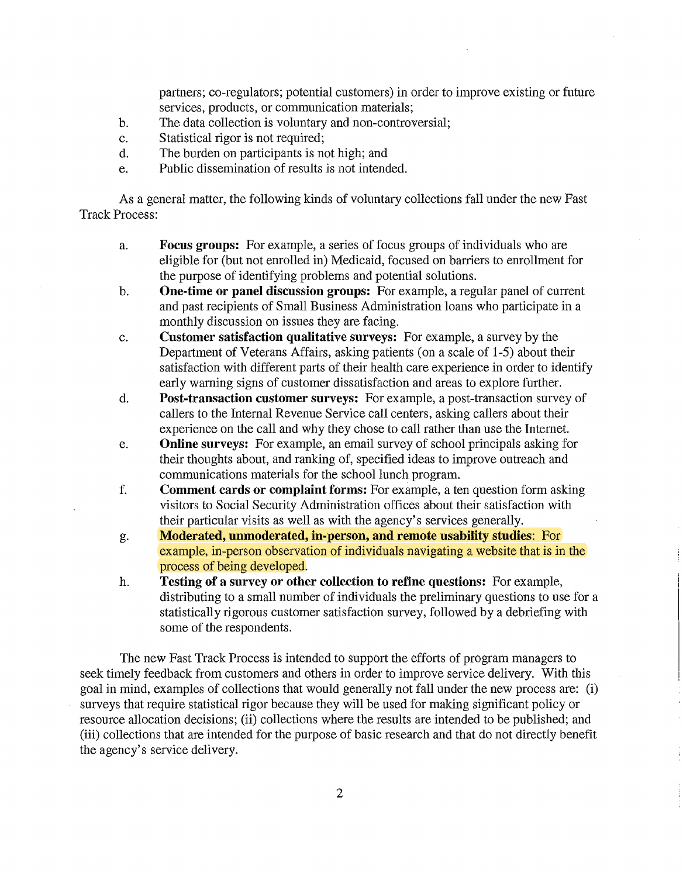partners; co-regulators; potential customers) in order to improve existing or future services, products, or communication materials;

b. The data collection is voluntary and non-controversial;
c. Statistical rigor is not required;
d. The burden on participants is not high; and
e. Public dissemination of results is not intended.

As a general matter, the following kinds of voluntary collections fall under the new Fast Track Process:

a. **Focus groups:** For example, a series of focus groups of individuals who are eligible for (but not enrolled in) Medicaid, focused on barriers to enrollment for the purpose of identifying problems and potential solutions.
b. **One-time or panel discussion groups:** For example, a regular panel of current and past recipients of Small Business Administration loans who participate in a monthly discussion on issues they are facing.
c. **Customer satisfaction qualitative surveys:** For example, a survey by the Department of Veterans Affairs, asking patients (on a scale of 1-5) about their satisfaction with different parts of their health care experience in order to identify early warning signs of customer dissatisfaction and areas to explore further.
d. **Post-transaction customer surveys:** For example, a post-transaction survey of callers to the Internal Revenue Service call centers, asking callers about their experience on the call and why they chose to call rather than use the Internet.
e. **Online surveys:** For example, an email survey of school principals asking for their thoughts about, and ranking of, specified ideas to improve outreach and communications materials for the school lunch program.
f. **Comment cards or complaint forms:** For example, a ten question form asking visitors to Social Security Administration offices about their satisfaction with their particular visits as well as with the agency's services generally.
g. **Moderated, unmoderated, in-person, and remote usability studies**: For example, in-person observation of individuals navigating a website that is in the process of being developed.
h. **Testing of a survey or other collection to refine questions:** For example, distributing to a small number of individuals the preliminary questions to use for a statistically rigorous customer satisfaction survey, followed by a debriefing with some of the respondents.

The new Fast Track Process is intended to support the efforts of program managers to seek timely feedback from customers and others in order to improve service delivery. With this goal in mind, examples of collections that would generally not fall under the new process are: (i) surveys that require statistical rigor because they will be used for making significant policy or resource allocation decisions; (ii) collections where the results are intended to be published; and (iii) collections that are intended for the purpose of basic research and that do not directly benefit the agency's service delivery.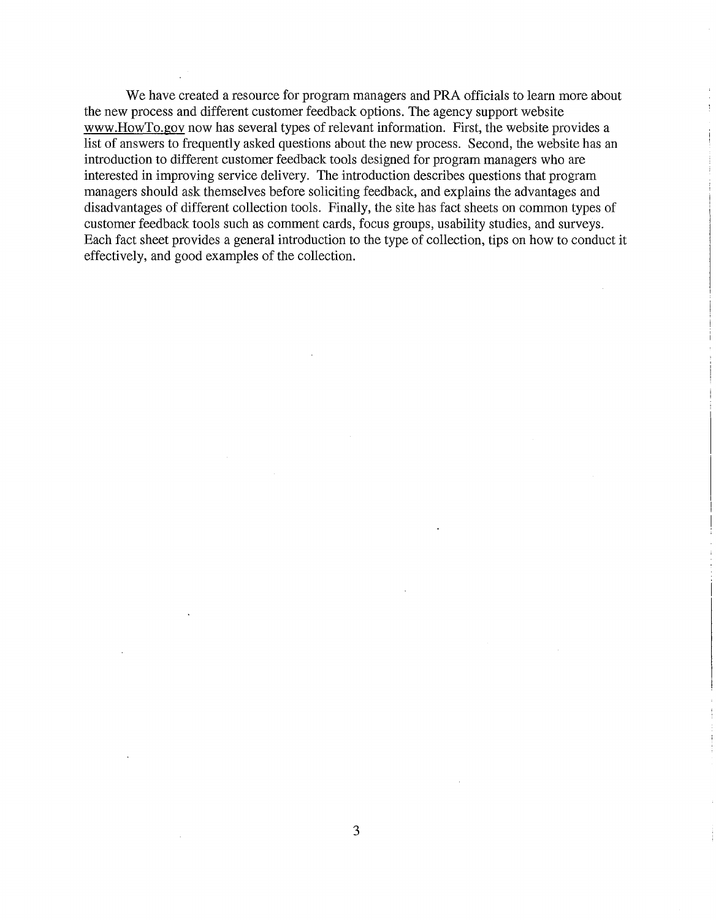We have created a resource for program managers and PRA officials to learn more about the new process and different customer feedback options. The agency support website www.HowTo.gov now has several types of relevant information. First, the website provides a list of answers to frequently asked questions about the new process. Second, the website has an introduction to different customer feedback tools designed for program managers who are interested in improving service delivery. The introduction describes questions that program managers should ask themselves before soliciting feedback, and explains the advantages and disadvantages of different collection tools. Finally, the site has fact sheets on common types of customer feedback tools such as comment cards, focus groups, usability studies, and surveys. Each fact sheet provides a general introduction to the type of collection, tips on how to conduct it effectively, and good examples of the collection.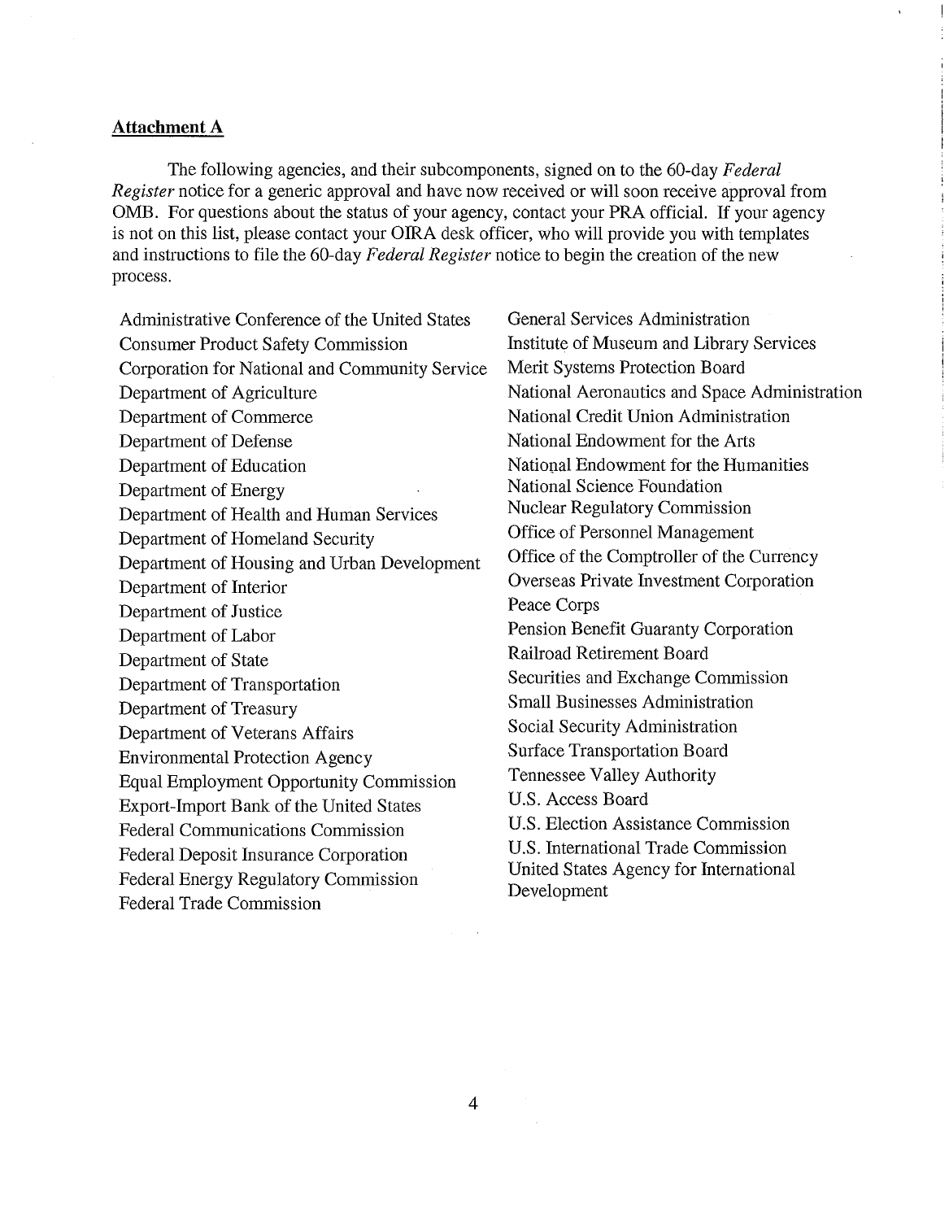**Attachment A**

The following agencies, and their subcomponents, signed on to the 60-day *Federal Register* notice for a generic approval and have now received or will soon receive approval from OMB. For questions about the status of your agency, contact your PRA official. If your agency is not on this list, please contact your OIRA desk officer, who will provide you with templates and instructions to file the 60-day *Federal Register* notice to begin the creation of the new process.

Administrative Conference of the United States
Consumer Product Safety Commission
Corporation for National and Community Service
Department of Agriculture
Department of Commerce
Department of Defense
Department of Education
Department of Energy
Department of Health and Human Services
Department of Homeland Security
Department of Housing and Urban Development
Department of Interior
Department of Justice
Department of Labor
Department of State
Department of Transportation
Department of Treasury
Department of Veterans Affairs
Environmental Protection Agency
Equal Employment Opportunity Commission
Export-Import Bank of the United States
Federal Communications Commission
Federal Deposit Insurance Corporation
Federal Energy Regulatory Commission
Federal Trade Commission
General Services Administration
Institute of Museum and Library Services
Merit Systems Protection Board
National Aeronautics and Space Administration
National Credit Union Administration
National Endowment for the Arts
National Endowment for the Humanities
National Science Foundation
Nuclear Regulatory Commission
Office of Personnel Management
Office of the Comptroller of the Currency
Overseas Private Investment Corporation
Peace Corps
Pension Benefit Guaranty Corporation
Railroad Retirement Board
Securities and Exchange Commission
Small Businesses Administration
Social Security Administration
Surface Transportation Board
Tennessee Valley Authority
U.S. Access Board
U.S. Election Assistance Commission
U.S. International Trade Commission
United States Agency for International Development